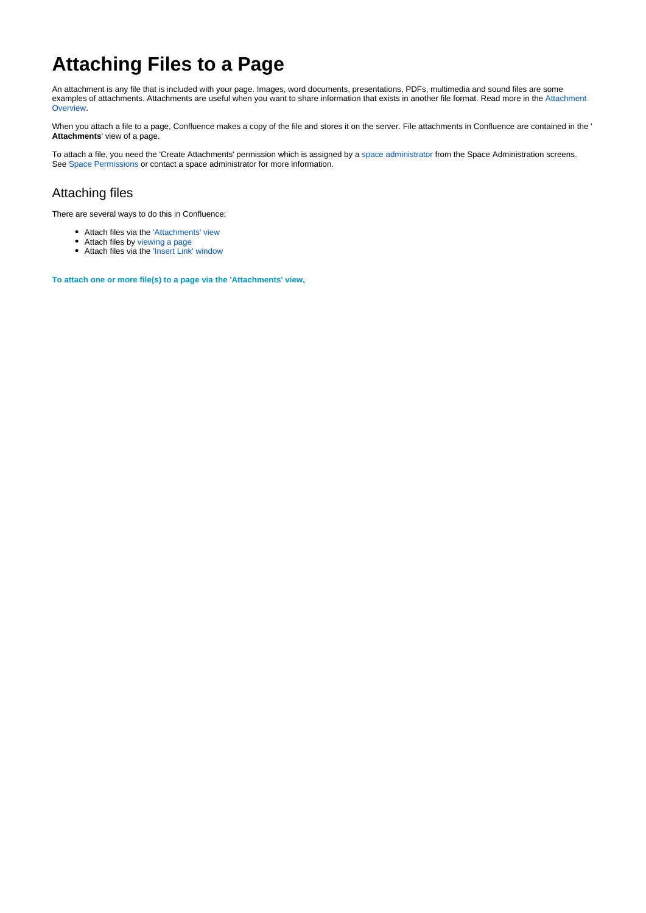# Attaching Files to a Page

An attachment is any file that is included with your page. Images, word documents, presentations, PDFs, multimedia and sound files are some examples of attachments. Attachments are useful when you want to share information that exists in another file format. Read more in the Attachment Overview.

When you attach a file to a page, Confluence makes a copy of the file and stores it on the server. File attachments in Confluence are contained in the '**Attachments**' view of a page.

To attach a file, you need the 'Create Attachments' permission which is assigned by a space administrator from the Space Administration screens. See Space Permissions or contact a space administrator for more information.

## Attaching files

There are several ways to do this in Confluence:

- Attach files via the 'Attachments' view
- Attach files by viewing a page
- Attach files via the 'Insert Link' window

**To attach one or more file(s) to a page via the 'Attachments' view,**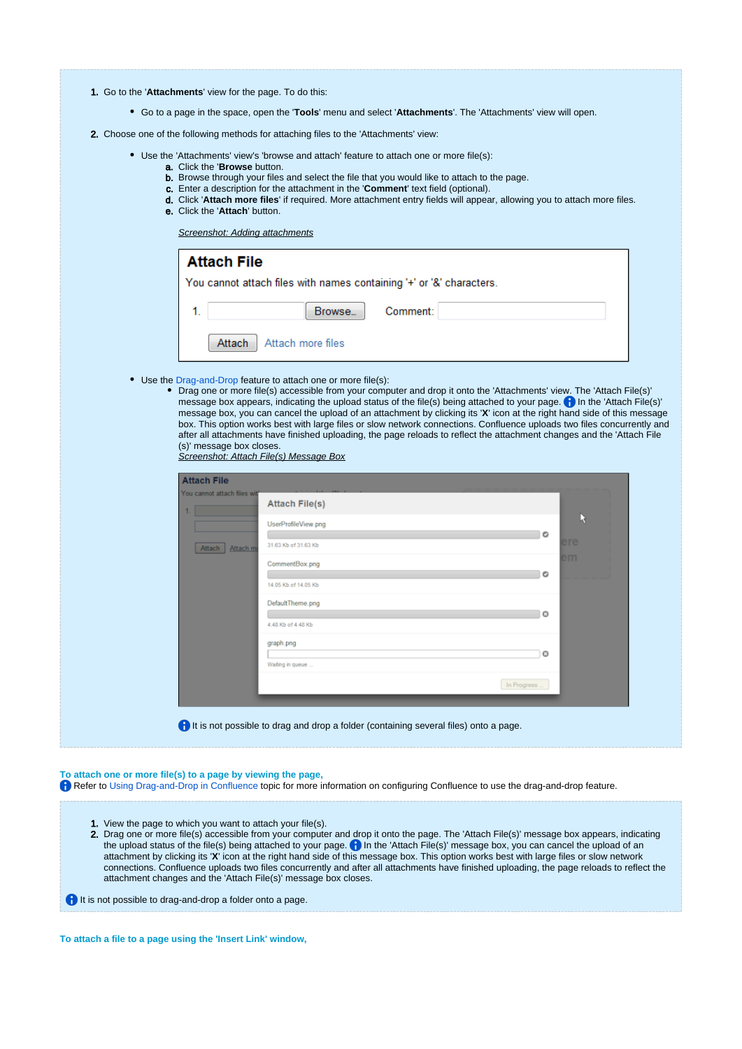1. Go to the '**Attachments**' view for the page. To do this:
    - Go to a page in the space, open the '**Tools**' menu and select '**Attachments**'. The 'Attachments' view will open.
2. Choose one of the following methods for attaching files to the 'Attachments' view:
    - Use the 'Attachments' view's 'browse and attach' feature to attach one or more file(s):
        a. Click the '**Browse**' button.
        b. Browse through your files and select the file that you would like to attach to the page.
        c. Enter a description for the attachment in the '**Comment**' text field (optional).
        d. Click '**Attach more files**' if required. More attachment entry fields will appear, allowing you to attach more files.
        e. Click the '**Attach**' button.

        *Screenshot: Adding attachments*

        Attach File

        You cannot attach files with names containing '+' or '&' characters.

        1. Browse... Comment:

        Attach Attach more files

    - Use the Drag-and-Drop feature to attach one or more file(s):
        - Drag one or more file(s) accessible from your computer and drop it onto the 'Attachments' view. The 'Attach File(s)' message box appears, indicating the upload status of the file(s) being attached to your page. In the 'Attach File(s)' message box, you can cancel the upload of an attachment by clicking its '**X**' icon at the right hand side of this message box. This option works best with large files or slow network connections. Confluence uploads two files concurrently and after all attachments have finished uploading, the page reloads to reflect the attachment changes and the 'Attach File(s)' message box closes.

          *Screenshot: Attach File(s) Message Box*

          Attach File

          Attach File(s)

          UserProfileView.png

          31.63 Kb of 31.63 Kb

          CommentBox.png

          14.05 Kb of 14.05 Kb

          DefaultTheme.png

          4.48 Kb of 4.48 Kb

          graph.png

          Waiting in queue ...

          In Progress ...

        It is not possible to drag and drop a folder (containing several files) onto a page.

**To attach one or more file(s) to a page by viewing the page,**

Refer to Using Drag-and-Drop in Confluence topic for more information on configuring Confluence to use the drag-and-drop feature.

1. View the page to which you want to attach your file(s).
2. Drag one or more file(s) accessible from your computer and drop it onto the page. The 'Attach File(s)' message box appears, indicating the upload status of the file(s) being attached to your page. In the 'Attach File(s)' message box, you can cancel the upload of an attachment by clicking its '**X**' icon at the right hand side of this message box. This option works best with large files or slow network connections. Confluence uploads two files concurrently and after all attachments have finished uploading, the page reloads to reflect the attachment changes and the 'Attach File(s)' message box closes.

It is not possible to drag-and-drop a folder onto a page.

**To attach a file to a page using the 'Insert Link' window,**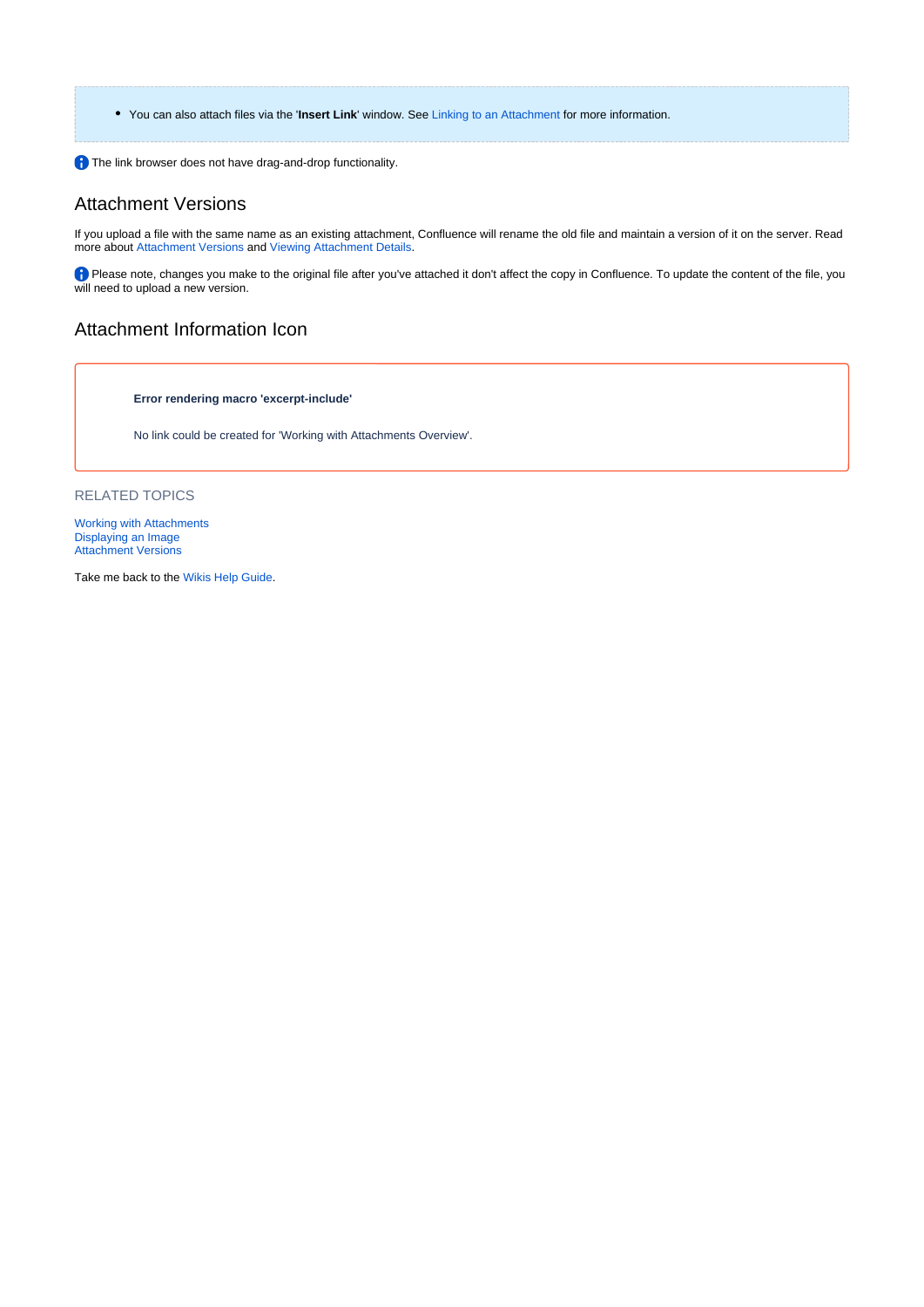- You can also attach files via the '**Insert Link**' window. See Linking to an Attachment for more information.

The link browser does not have drag-and-drop functionality.

## Attachment Versions

If you upload a file with the same name as an existing attachment, Confluence will rename the old file and maintain a version of it on the server. Read more about Attachment Versions and Viewing Attachment Details.

Please note, changes you make to the original file after you've attached it don't affect the copy in Confluence. To update the content of the file, you will need to upload a new version.

## Attachment Information Icon

**Error rendering macro 'excerpt-include'**

No link could be created for 'Working with Attachments Overview'.

RELATED TOPICS

Working with Attachments
Displaying an Image
Attachment Versions

Take me back to the Wikis Help Guide.